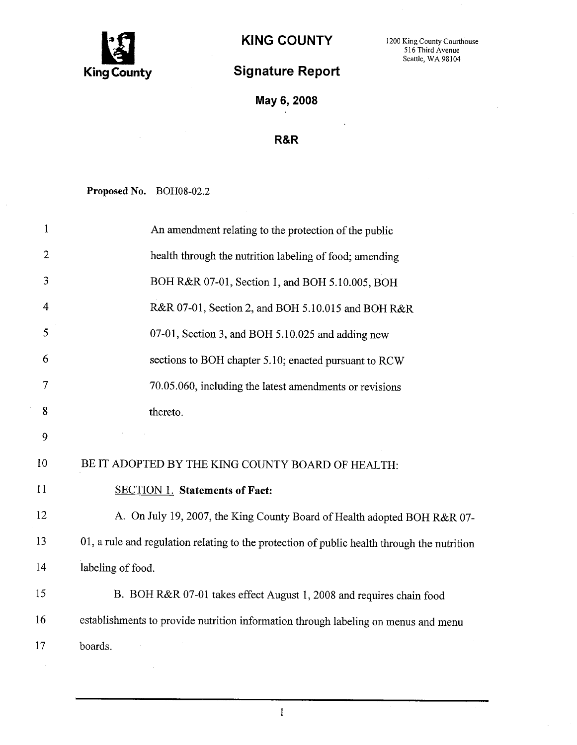King County

# KING COUNTY

1200 King County Courthouse
516 Third Avenue
Seattle, WA 98104

## Signature Report

**May 6, 2008**

**R&R**

**Proposed No.** BOH08-02.2

An amendment relating to the protection of the public health through the nutrition labeling of food; amending BOH R&R 07-01, Section 1, and BOH 5.10.005, BOH R&R 07-01, Section 2, and BOH 5.10.015 and BOH R&R 07-01, Section 3, and BOH 5.10.025 and adding new sections to BOH chapter 5.10; enacted pursuant to RCW 70.05.060, including the latest amendments or revisions thereto.

BE IT ADOPTED BY THE KING COUNTY BOARD OF HEALTH:

SECTION 1. **Statements of Fact:**

A. On July 19, 2007, the King County Board of Health adopted BOH R&R 07-01, a rule and regulation relating to the protection of public health through the nutrition labeling of food.

B. BOH R&R 07-01 takes effect August 1, 2008 and requires chain food establishments to provide nutrition information through labeling on menus and menu boards.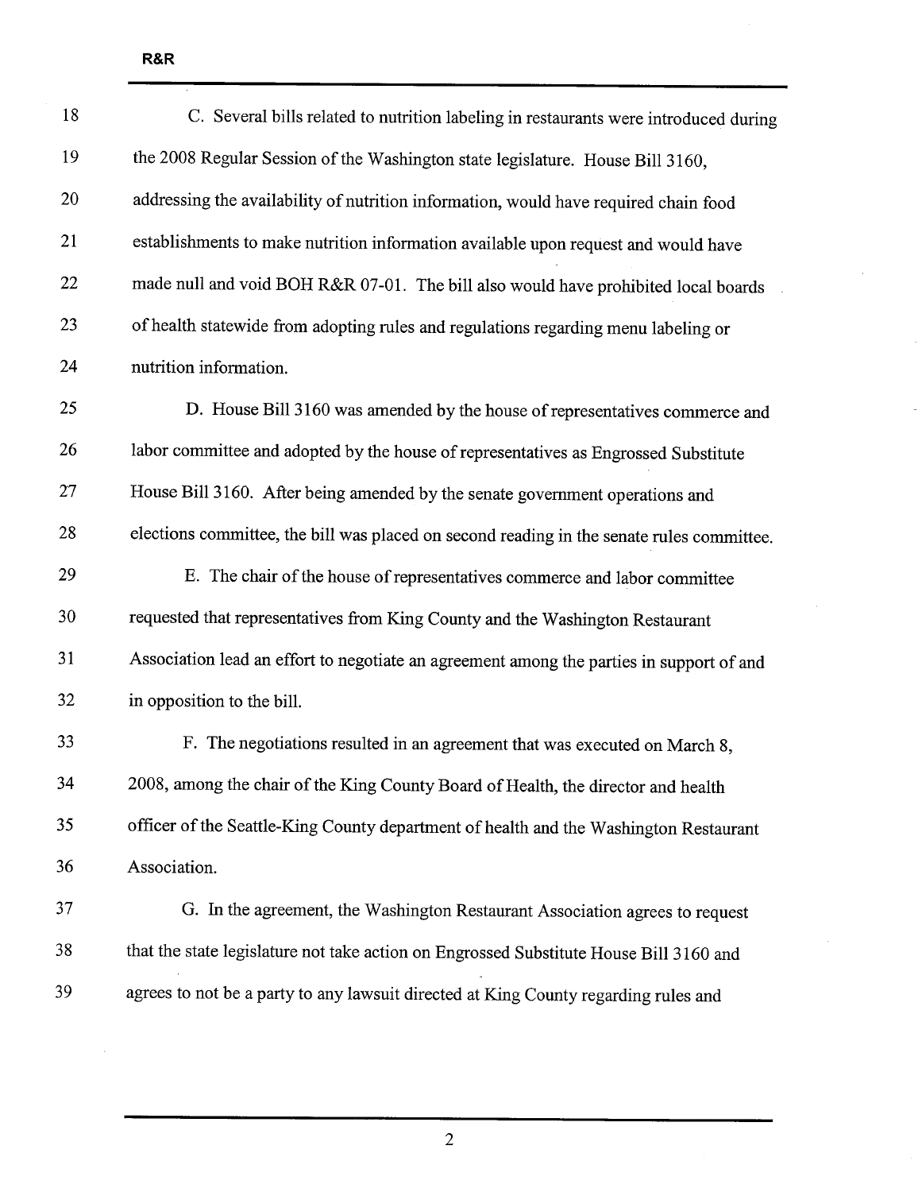C. Several bills related to nutrition labeling in restaurants were introduced during the 2008 Regular Session of the Washington state legislature. House Bill 3160, addressing the availability of nutrition information, would have required chain food establishments to make nutrition information available upon request and would have made null and void BOH R&R 07-01. The bill also would have prohibited local boards of health statewide from adopting rules and regulations regarding menu labeling or nutrition information.

D. House Bill 3160 was amended by the house of representatives commerce and labor committee and adopted by the house of representatives as Engrossed Substitute House Bill 3160. After being amended by the senate government operations and elections committee, the bill was placed on second reading in the senate rules committee.

E. The chair of the house of representatives commerce and labor committee requested that representatives from King County and the Washington Restaurant Association lead an effort to negotiate an agreement among the parties in support of and in opposition to the bill.

F. The negotiations resulted in an agreement that was executed on March 8, 2008, among the chair of the King County Board of Health, the director and health officer of the Seattle-King County department of health and the Washington Restaurant Association.

G. In the agreement, the Washington Restaurant Association agrees to request that the state legislature not take action on Engrossed Substitute House Bill 3160 and agrees to not be a party to any lawsuit directed at King County regarding rules and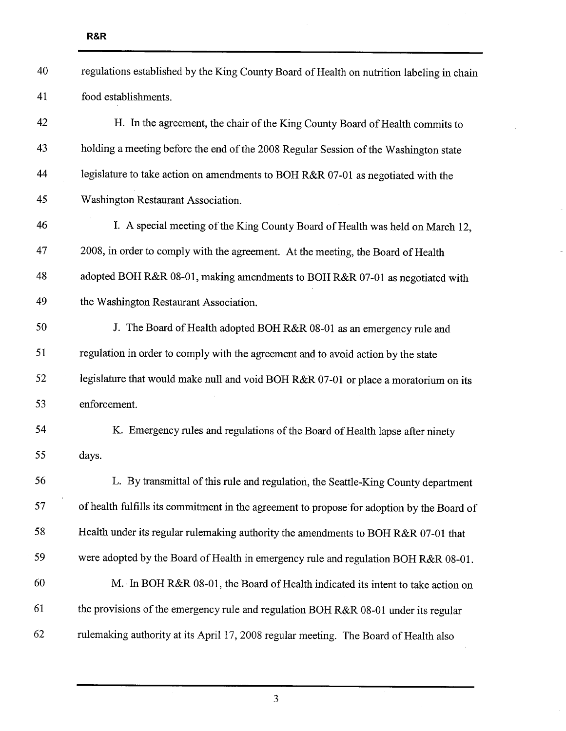regulations established by the King County Board of Health on nutrition labeling in chain food establishments.

H. In the agreement, the chair of the King County Board of Health commits to holding a meeting before the end of the 2008 Regular Session of the Washington state legislature to take action on amendments to BOH R&R 07-01 as negotiated with the Washington Restaurant Association.

I. A special meeting of the King County Board of Health was held on March 12, 2008, in order to comply with the agreement. At the meeting, the Board of Health adopted BOH R&R 08-01, making amendments to BOH R&R 07-01 as negotiated with the Washington Restaurant Association.

J. The Board of Health adopted BOH R&R 08-01 as an emergency rule and regulation in order to comply with the agreement and to avoid action by the state legislature that would make null and void BOH R&R 07-01 or place a moratorium on its enforcement.

K. Emergency rules and regulations of the Board of Health lapse after ninety days.

L. By transmittal of this rule and regulation, the Seattle-King County department of health fulfills its commitment in the agreement to propose for adoption by the Board of Health under its regular rulemaking authority the amendments to BOH R&R 07-01 that were adopted by the Board of Health in emergency rule and regulation BOH R&R 08-01.

M. In BOH R&R 08-01, the Board of Health indicated its intent to take action on the provisions of the emergency rule and regulation BOH R&R 08-01 under its regular rulemaking authority at its April 17, 2008 regular meeting. The Board of Health also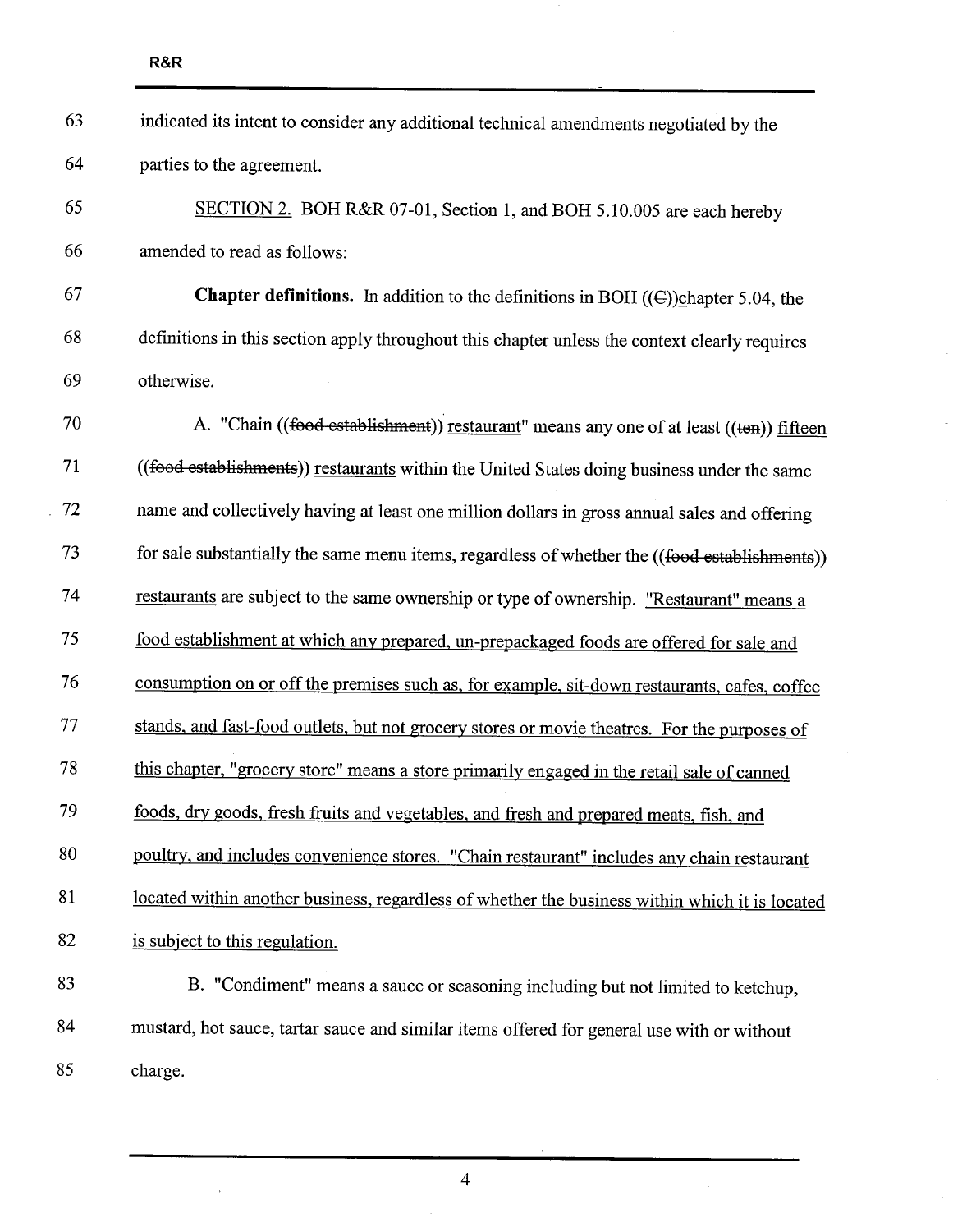indicated its intent to consider any additional technical amendments negotiated by the parties to the agreement.

SECTION 2. BOH R&R 07-01, Section 1, and BOH 5.10.005 are each hereby amended to read as follows:

**Chapter definitions.** In addition to the definitions in BOH ((C))chapter 5.04, the definitions in this section apply throughout this chapter unless the context clearly requires otherwise.

A. "Chain ((~~food establishment~~)) restaurant" means any one of at least ((~~ten~~)) fifteen ((~~food establishments~~)) restaurants within the United States doing business under the same name and collectively having at least one million dollars in gross annual sales and offering for sale substantially the same menu items, regardless of whether the ((~~food establishments~~)) restaurants are subject to the same ownership or type of ownership. "Restaurant" means a food establishment at which any prepared, un-prepackaged foods are offered for sale and consumption on or off the premises such as, for example, sit-down restaurants, cafes, coffee stands, and fast-food outlets, but not grocery stores or movie theatres. For the purposes of this chapter, "grocery store" means a store primarily engaged in the retail sale of canned foods, dry goods, fresh fruits and vegetables, and fresh and prepared meats, fish, and poultry, and includes convenience stores. "Chain restaurant" includes any chain restaurant located within another business, regardless of whether the business within which it is located is subject to this regulation.

B. "Condiment" means a sauce or seasoning including but not limited to ketchup, mustard, hot sauce, tartar sauce and similar items offered for general use with or without charge.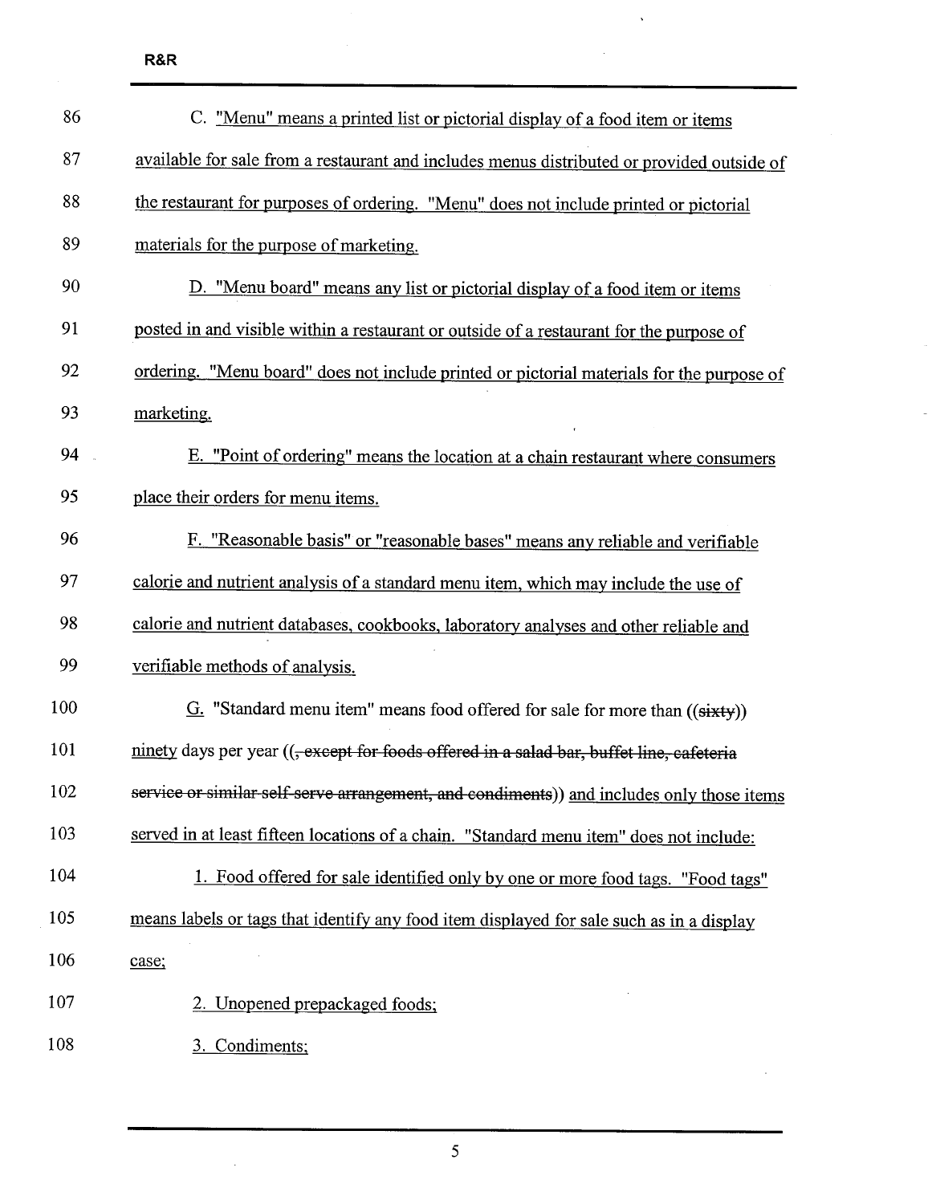C. "Menu" means a printed list or pictorial display of a food item or items available for sale from a restaurant and includes menus distributed or provided outside of the restaurant for purposes of ordering. "Menu" does not include printed or pictorial materials for the purpose of marketing.

D. "Menu board" means any list or pictorial display of a food item or items posted in and visible within a restaurant or outside of a restaurant for the purpose of ordering. "Menu board" does not include printed or pictorial materials for the purpose of marketing.

E. "Point of ordering" means the location at a chain restaurant where consumers place their orders for menu items.

F. "Reasonable basis" or "reasonable bases" means any reliable and verifiable calorie and nutrient analysis of a standard menu item, which may include the use of calorie and nutrient databases, cookbooks, laboratory analyses and other reliable and verifiable methods of analysis.

G. "Standard menu item" means food offered for sale for more than ((~~sixty~~)) ninety days per year ((~~, except for foods offered in a salad bar, buffet line, cafeteria service or similar self-serve arrangement, and condiments~~)) and includes only those items served in at least fifteen locations of a chain. "Standard menu item" does not include:

1. Food offered for sale identified only by one or more food tags. "Food tags" means labels or tags that identify any food item displayed for sale such as in a display case;

2. Unopened prepackaged foods;

3. Condiments;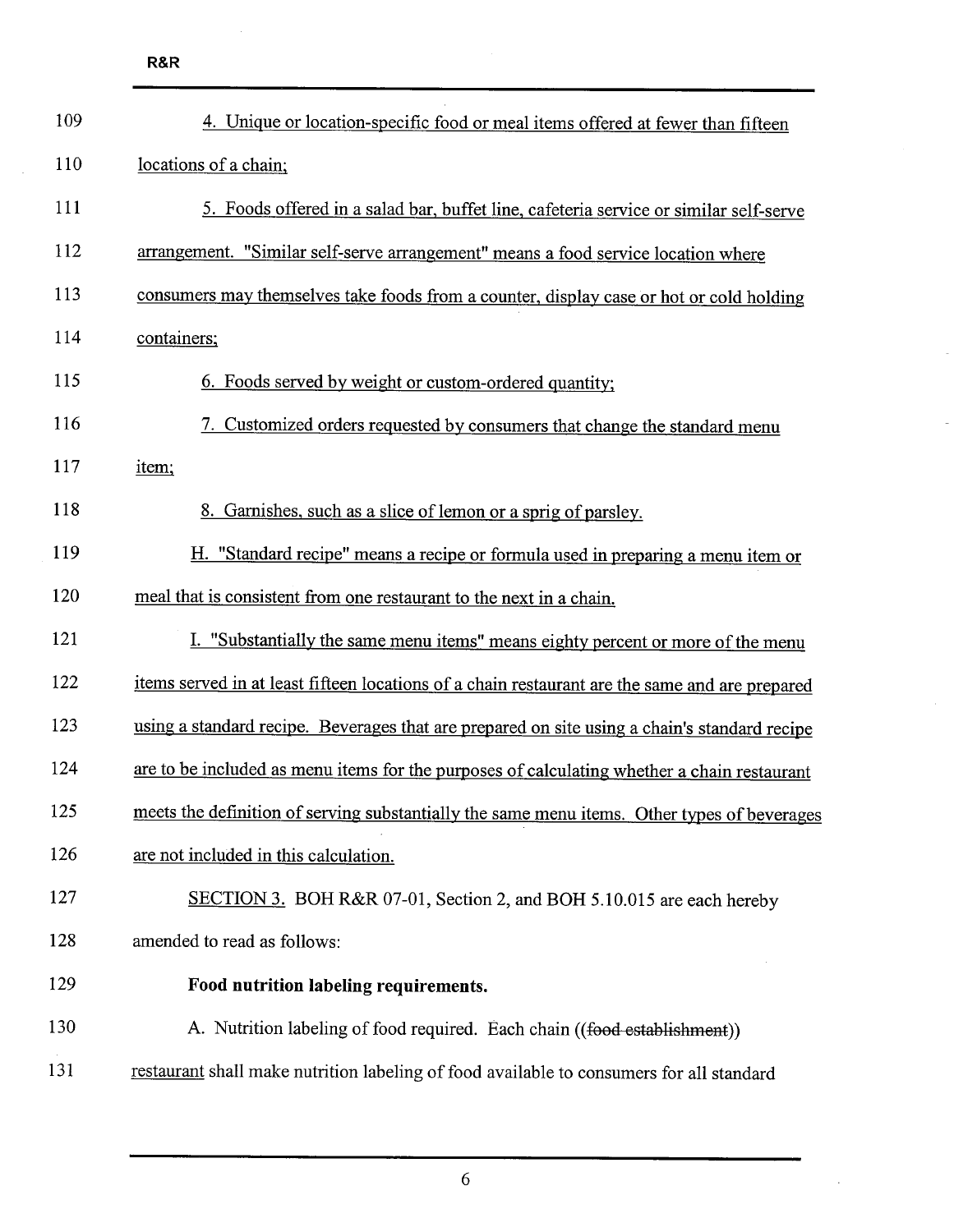4. Unique or location-specific food or meal items offered at fewer than fifteen locations of a chain;

5. Foods offered in a salad bar, buffet line, cafeteria service or similar self-serve arrangement. "Similar self-serve arrangement" means a food service location where consumers may themselves take foods from a counter, display case or hot or cold holding containers;

6. Foods served by weight or custom-ordered quantity;

7. Customized orders requested by consumers that change the standard menu item;

8. Garnishes, such as a slice of lemon or a sprig of parsley.

H. "Standard recipe" means a recipe or formula used in preparing a menu item or meal that is consistent from one restaurant to the next in a chain.

I. "Substantially the same menu items" means eighty percent or more of the menu items served in at least fifteen locations of a chain restaurant are the same and are prepared using a standard recipe. Beverages that are prepared on site using a chain's standard recipe are to be included as menu items for the purposes of calculating whether a chain restaurant meets the definition of serving substantially the same menu items. Other types of beverages are not included in this calculation.

SECTION 3. BOH R&R 07-01, Section 2, and BOH 5.10.015 are each hereby amended to read as follows:

**Food nutrition labeling requirements.**

A. Nutrition labeling of food required. Each chain ((~~food establishment~~)) restaurant shall make nutrition labeling of food available to consumers for all standard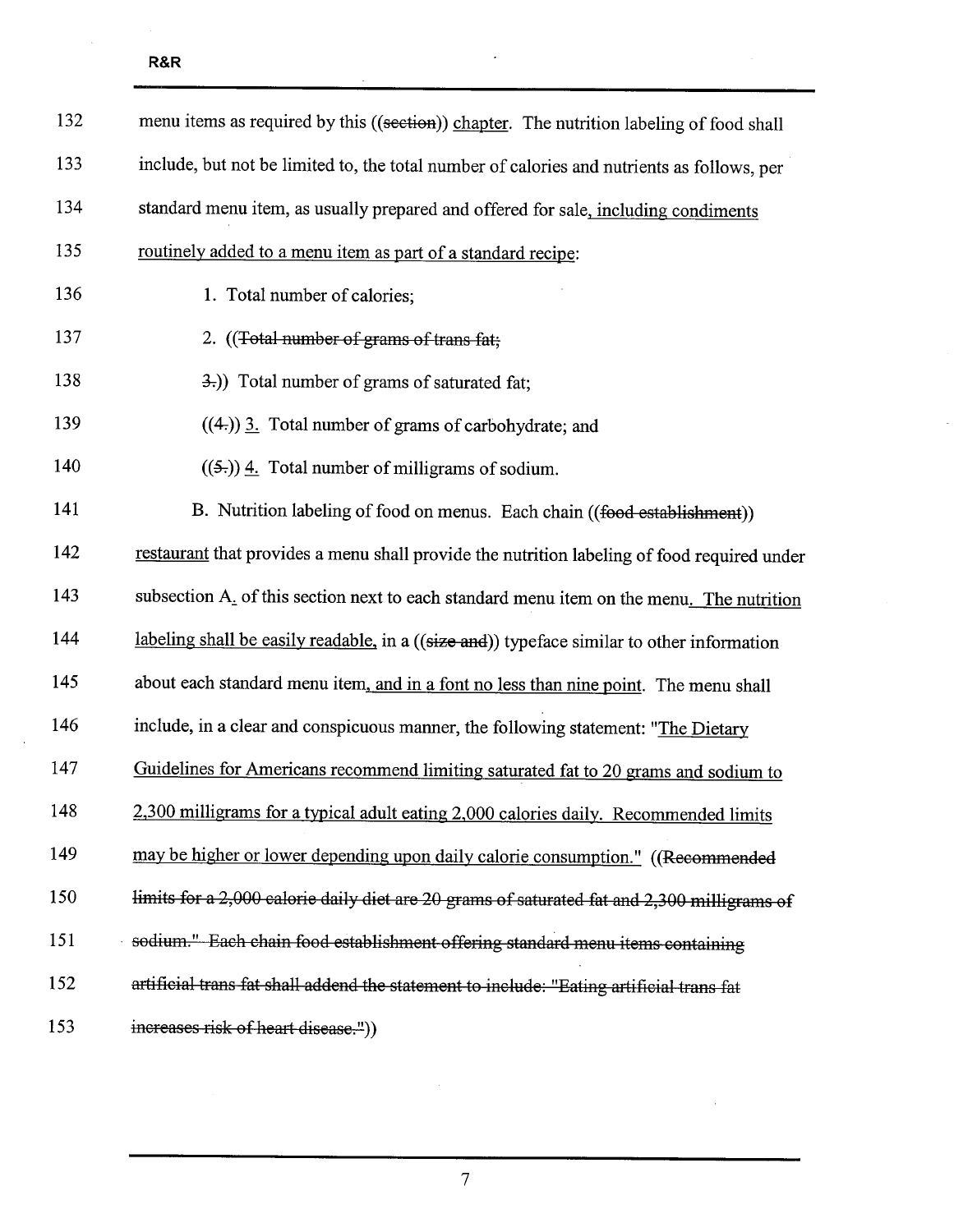132 menu items as required by this ((~~section~~)) <u>chapter</u>. The nutrition labeling of food shall

133 include, but not be limited to, the total number of calories and nutrients as follows, per

134 standard menu item, as usually prepared and offered for sale<u>, including condiments</u>

135 <u>routinely added to a menu item as part of a standard recipe</u>:

136 1. Total number of calories;

137 2. ((~~Total number of grams of trans fat;~~

138 ~~3.~~)) Total number of grams of saturated fat;

139 ((~~4.~~)) <u>3.</u> Total number of grams of carbohydrate; and

140 ((~~5.~~)) <u>4.</u> Total number of milligrams of sodium.

141 B. Nutrition labeling of food on menus. Each chain ((~~food establishment~~))

142 <u>restaurant</u> that provides a menu shall provide the nutrition labeling of food required under

143 subsection A<u>.</u> of this section next to each standard menu item on the menu<u>. The nutrition</u>

144 <u>labeling shall be easily readable,</u> in a ((~~size and~~)) typeface similar to other information

145 about each standard menu item<u>, and in a font no less than nine point</u>. The menu shall

146 include, in a clear and conspicuous manner, the following statement: "<u>The Dietary</u>

147 <u>Guidelines for Americans recommend limiting saturated fat to 20 grams and sodium to</u>

148 <u>2,300 milligrams for a typical adult eating 2,000 calories daily. Recommended limits</u>

149 <u>may be higher or lower depending upon daily calorie consumption.</u>" ((~~Recommended~~

150 ~~limits for a 2,000 calorie daily diet are 20 grams of saturated fat and 2,300 milligrams of~~

151 ~~sodium." Each chain food establishment offering standard menu items containing~~

152 ~~artificial trans fat shall addend the statement to include: "Eating artificial trans fat~~

153 ~~increases risk of heart disease."~~))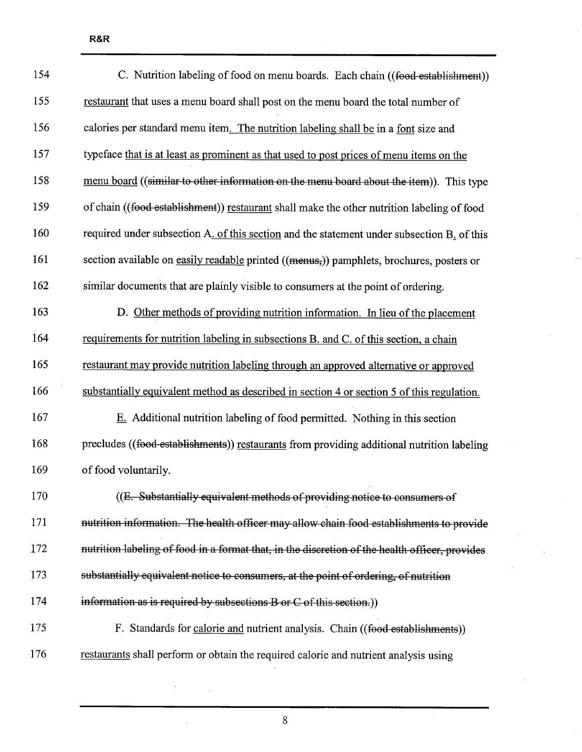C. Nutrition labeling of food on menu boards. Each chain ((~~food establishment~~)) <u>restaurant</u> that uses a menu board shall post on the menu board the total number of calories per standard menu item<u>. The nutrition labeling shall be</u> in a <u>font</u> size and typeface <u>that is at least as prominent as that used to post prices of menu items on the menu board</u> ((~~similar to other information on the menu board about the item~~)). This type of chain ((~~food establishment~~)) <u>restaurant</u> shall make the other nutrition labeling of food required under subsection A<u>. of this section</u> and the statement under subsection B<u>.</u> of this section available on <u>easily readable</u> printed ((~~menus,~~)) pamphlets, brochures, posters or similar documents that are plainly visible to consumers at the point of ordering.

D. <u>Other methods of providing nutrition information. In lieu of the placement requirements for nutrition labeling in subsections B. and C. of this section, a chain restaurant may provide nutrition labeling through an approved alternative or approved substantially equivalent method as described in section 4 or section 5 of this regulation.</u>

<u>E.</u> Additional nutrition labeling of food permitted. Nothing in this section precludes ((~~food establishments~~)) <u>restaurants</u> from providing additional nutrition labeling of food voluntarily.

((~~E. Substantially equivalent methods of providing notice to consumers of nutrition information. The health officer may allow chain food establishments to provide nutrition labeling of food in a format that, in the discretion of the health officer, provides substantially equivalent notice to consumers, at the point of ordering, of nutrition information as is required by subsections B or C of this section.~~))

F. Standards for <u>calorie and</u> nutrient analysis. Chain ((~~food establishments~~)) <u>restaurants</u> shall perform or obtain the required calorie and nutrient analysis using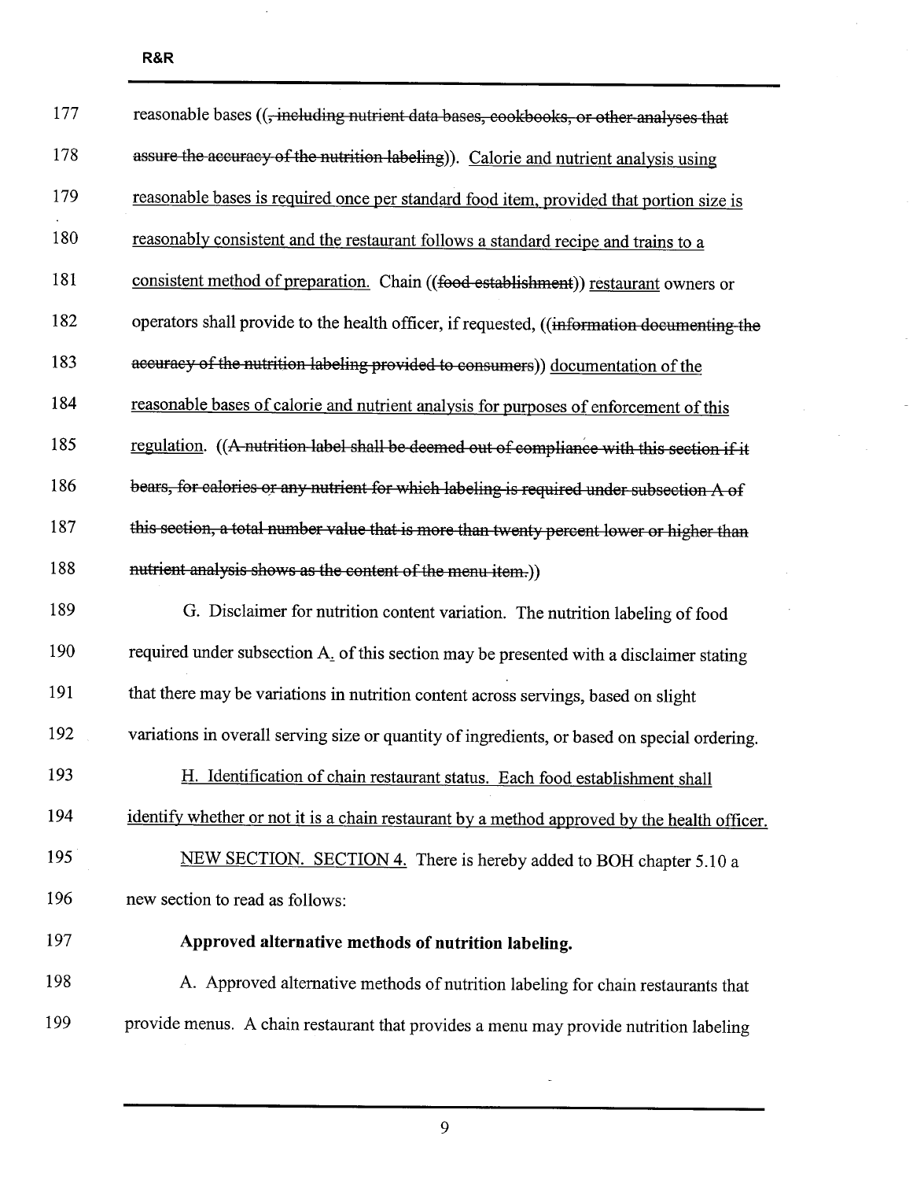reasonable bases ((~~, including nutrient data bases, cookbooks, or other analyses that assure the accuracy of the nutrition labeling~~)). <u>Calorie and nutrient analysis using reasonable bases is required once per standard food item, provided that portion size is reasonably consistent and the restaurant follows a standard recipe and trains to a consistent method of preparation.</u> Chain ((~~food establishment~~)) <u>restaurant</u> owners or operators shall provide to the health officer, if requested, ((~~information documenting the accuracy of the nutrition labeling provided to consumers~~)) <u>documentation of the reasonable bases of calorie and nutrient analysis for purposes of enforcement of this regulation</u>. ((~~A nutrition label shall be deemed out of compliance with this section if it bears, for calories or any nutrient for which labeling is required under subsection A of this section, a total number value that is more than twenty percent lower or higher than nutrient analysis shows as the content of the menu item.~~))

G. Disclaimer for nutrition content variation. The nutrition labeling of food required under subsection A<u>.</u> of this section may be presented with a disclaimer stating that there may be variations in nutrition content across servings, based on slight variations in overall serving size or quantity of ingredients, or based on special ordering.

<u>H. Identification of chain restaurant status. Each food establishment shall identify whether or not it is a chain restaurant by a method approved by the health officer.</u>

<u>NEW SECTION. SECTION 4.</u> There is hereby added to BOH chapter 5.10 a new section to read as follows:

**Approved alternative methods of nutrition labeling.**

A. Approved alternative methods of nutrition labeling for chain restaurants that provide menus. A chain restaurant that provides a menu may provide nutrition labeling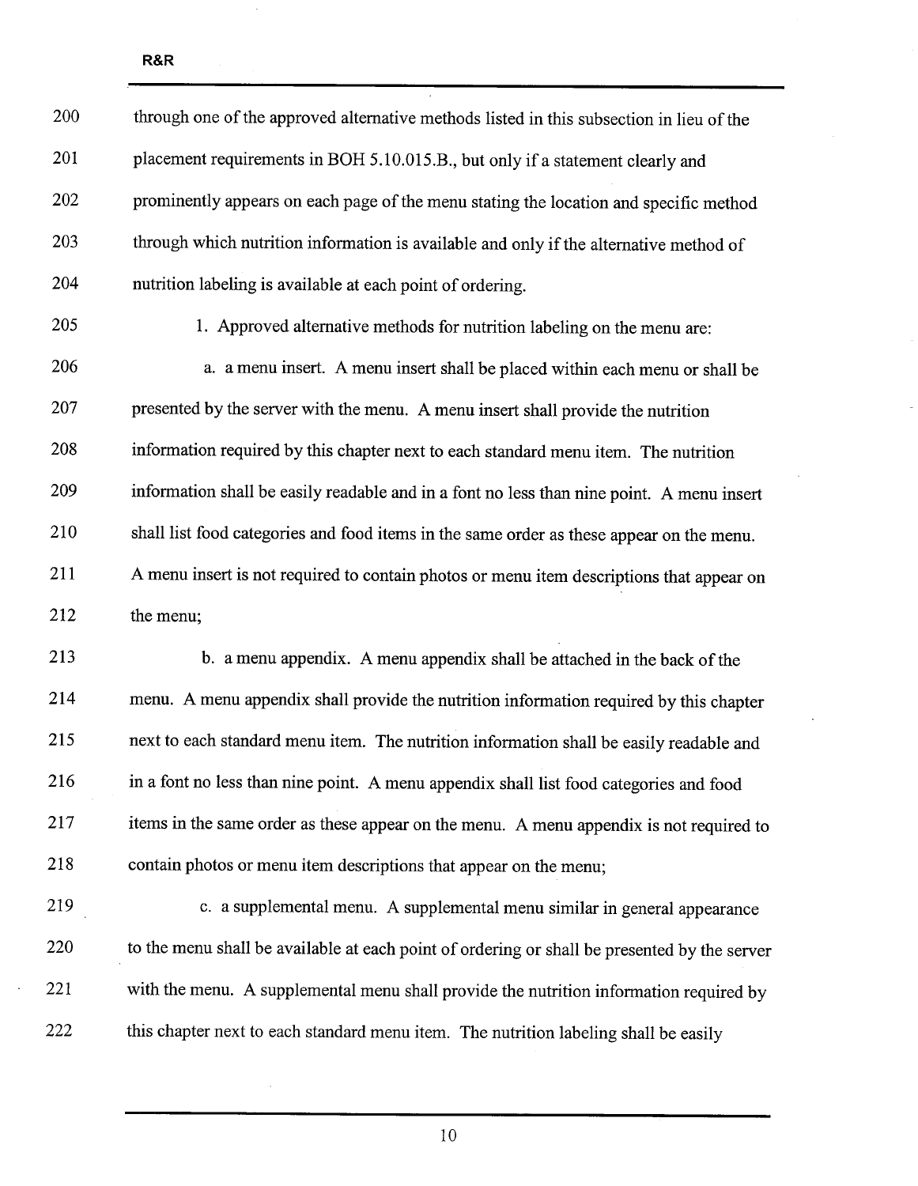through one of the approved alternative methods listed in this subsection in lieu of the placement requirements in BOH 5.10.015.B., but only if a statement clearly and prominently appears on each page of the menu stating the location and specific method through which nutrition information is available and only if the alternative method of nutrition labeling is available at each point of ordering.

1. Approved alternative methods for nutrition labeling on the menu are:

a. a menu insert. A menu insert shall be placed within each menu or shall be presented by the server with the menu. A menu insert shall provide the nutrition information required by this chapter next to each standard menu item. The nutrition information shall be easily readable and in a font no less than nine point. A menu insert shall list food categories and food items in the same order as these appear on the menu. A menu insert is not required to contain photos or menu item descriptions that appear on the menu;

b. a menu appendix. A menu appendix shall be attached in the back of the menu. A menu appendix shall provide the nutrition information required by this chapter next to each standard menu item. The nutrition information shall be easily readable and in a font no less than nine point. A menu appendix shall list food categories and food items in the same order as these appear on the menu. A menu appendix is not required to contain photos or menu item descriptions that appear on the menu;

c. a supplemental menu. A supplemental menu similar in general appearance to the menu shall be available at each point of ordering or shall be presented by the server with the menu. A supplemental menu shall provide the nutrition information required by this chapter next to each standard menu item. The nutrition labeling shall be easily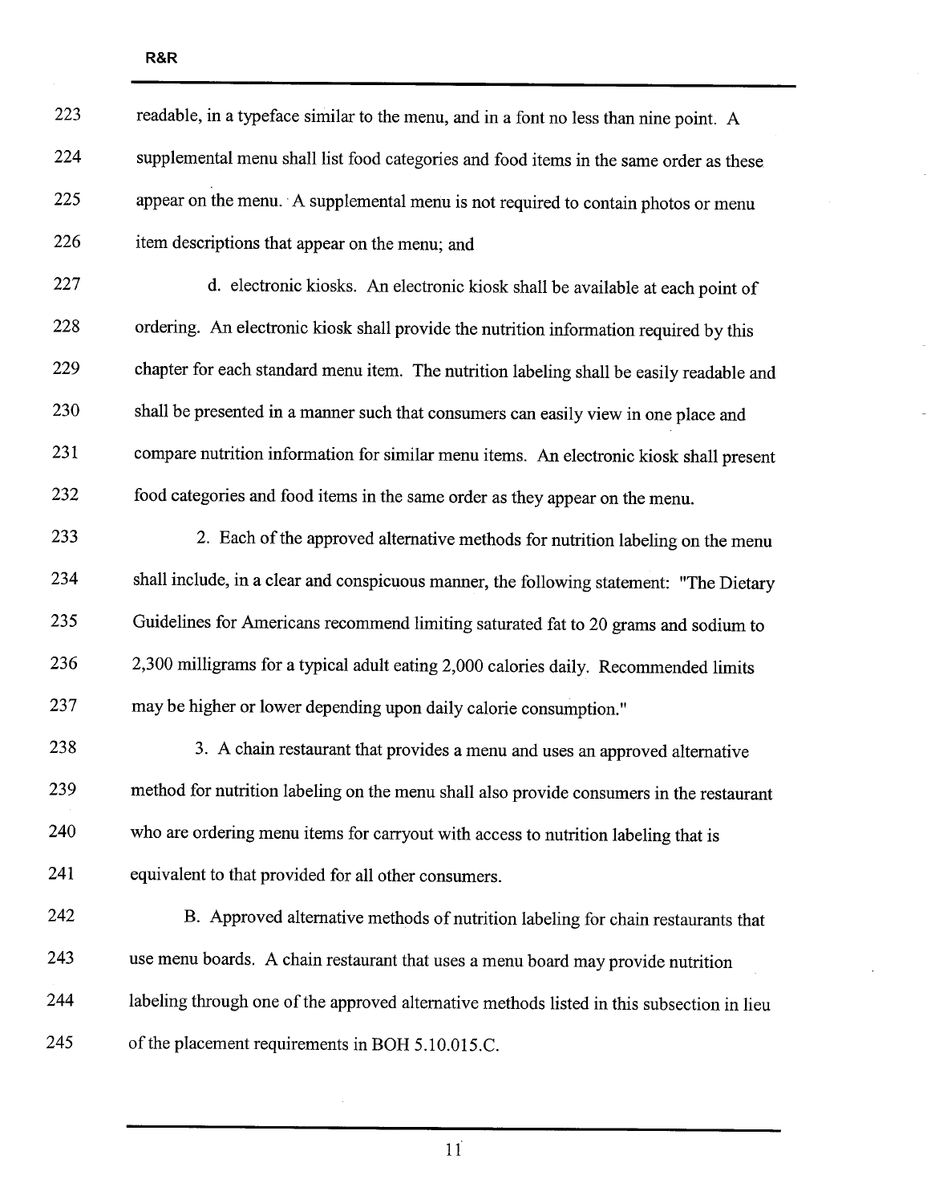readable, in a typeface similar to the menu, and in a font no less than nine point. A supplemental menu shall list food categories and food items in the same order as these appear on the menu. A supplemental menu is not required to contain photos or menu item descriptions that appear on the menu; and

d. electronic kiosks. An electronic kiosk shall be available at each point of ordering. An electronic kiosk shall provide the nutrition information required by this chapter for each standard menu item. The nutrition labeling shall be easily readable and shall be presented in a manner such that consumers can easily view in one place and compare nutrition information for similar menu items. An electronic kiosk shall present food categories and food items in the same order as they appear on the menu.

2. Each of the approved alternative methods for nutrition labeling on the menu shall include, in a clear and conspicuous manner, the following statement: "The Dietary Guidelines for Americans recommend limiting saturated fat to 20 grams and sodium to 2,300 milligrams for a typical adult eating 2,000 calories daily. Recommended limits may be higher or lower depending upon daily calorie consumption."

3. A chain restaurant that provides a menu and uses an approved alternative method for nutrition labeling on the menu shall also provide consumers in the restaurant who are ordering menu items for carryout with access to nutrition labeling that is equivalent to that provided for all other consumers.

B. Approved alternative methods of nutrition labeling for chain restaurants that use menu boards. A chain restaurant that uses a menu board may provide nutrition labeling through one of the approved alternative methods listed in this subsection in lieu of the placement requirements in BOH 5.10.015.C.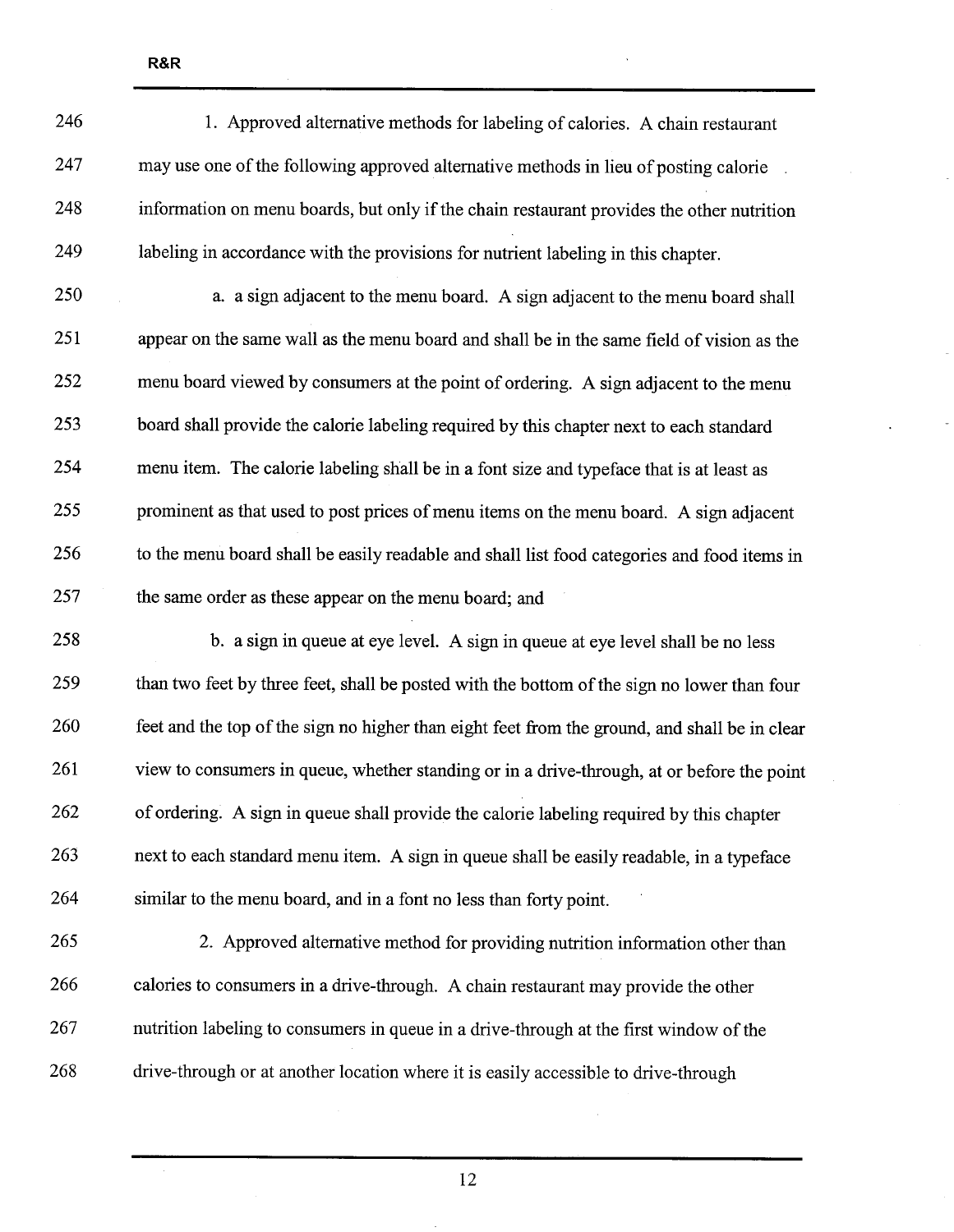1. Approved alternative methods for labeling of calories. A chain restaurant may use one of the following approved alternative methods in lieu of posting calorie information on menu boards, but only if the chain restaurant provides the other nutrition labeling in accordance with the provisions for nutrient labeling in this chapter.

a. a sign adjacent to the menu board. A sign adjacent to the menu board shall appear on the same wall as the menu board and shall be in the same field of vision as the menu board viewed by consumers at the point of ordering. A sign adjacent to the menu board shall provide the calorie labeling required by this chapter next to each standard menu item. The calorie labeling shall be in a font size and typeface that is at least as prominent as that used to post prices of menu items on the menu board. A sign adjacent to the menu board shall be easily readable and shall list food categories and food items in the same order as these appear on the menu board; and

b. a sign in queue at eye level. A sign in queue at eye level shall be no less than two feet by three feet, shall be posted with the bottom of the sign no lower than four feet and the top of the sign no higher than eight feet from the ground, and shall be in clear view to consumers in queue, whether standing or in a drive-through, at or before the point of ordering. A sign in queue shall provide the calorie labeling required by this chapter next to each standard menu item. A sign in queue shall be easily readable, in a typeface similar to the menu board, and in a font no less than forty point.

2. Approved alternative method for providing nutrition information other than calories to consumers in a drive-through. A chain restaurant may provide the other nutrition labeling to consumers in queue in a drive-through at the first window of the drive-through or at another location where it is easily accessible to drive-through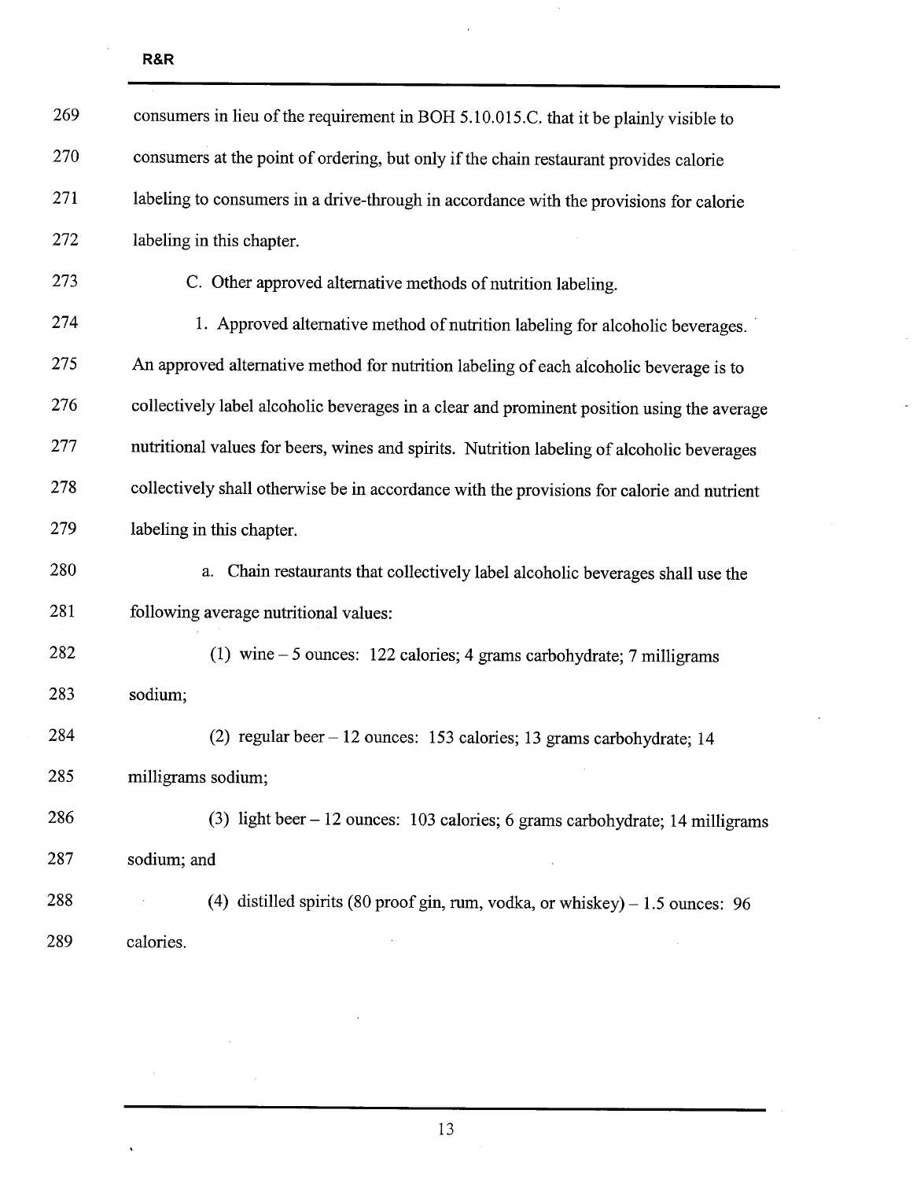consumers in lieu of the requirement in BOH 5.10.015.C. that it be plainly visible to consumers at the point of ordering, but only if the chain restaurant provides calorie labeling to consumers in a drive-through in accordance with the provisions for calorie labeling in this chapter.

C. Other approved alternative methods of nutrition labeling.

1. Approved alternative method of nutrition labeling for alcoholic beverages. An approved alternative method for nutrition labeling of each alcoholic beverage is to collectively label alcoholic beverages in a clear and prominent position using the average nutritional values for beers, wines and spirits. Nutrition labeling of alcoholic beverages collectively shall otherwise be in accordance with the provisions for calorie and nutrient labeling in this chapter.

a. Chain restaurants that collectively label alcoholic beverages shall use the following average nutritional values:

(1) wine – 5 ounces: 122 calories; 4 grams carbohydrate; 7 milligrams sodium;

(2) regular beer – 12 ounces: 153 calories; 13 grams carbohydrate; 14 milligrams sodium;

(3) light beer – 12 ounces: 103 calories; 6 grams carbohydrate; 14 milligrams sodium; and

(4) distilled spirits (80 proof gin, rum, vodka, or whiskey) – 1.5 ounces: 96 calories.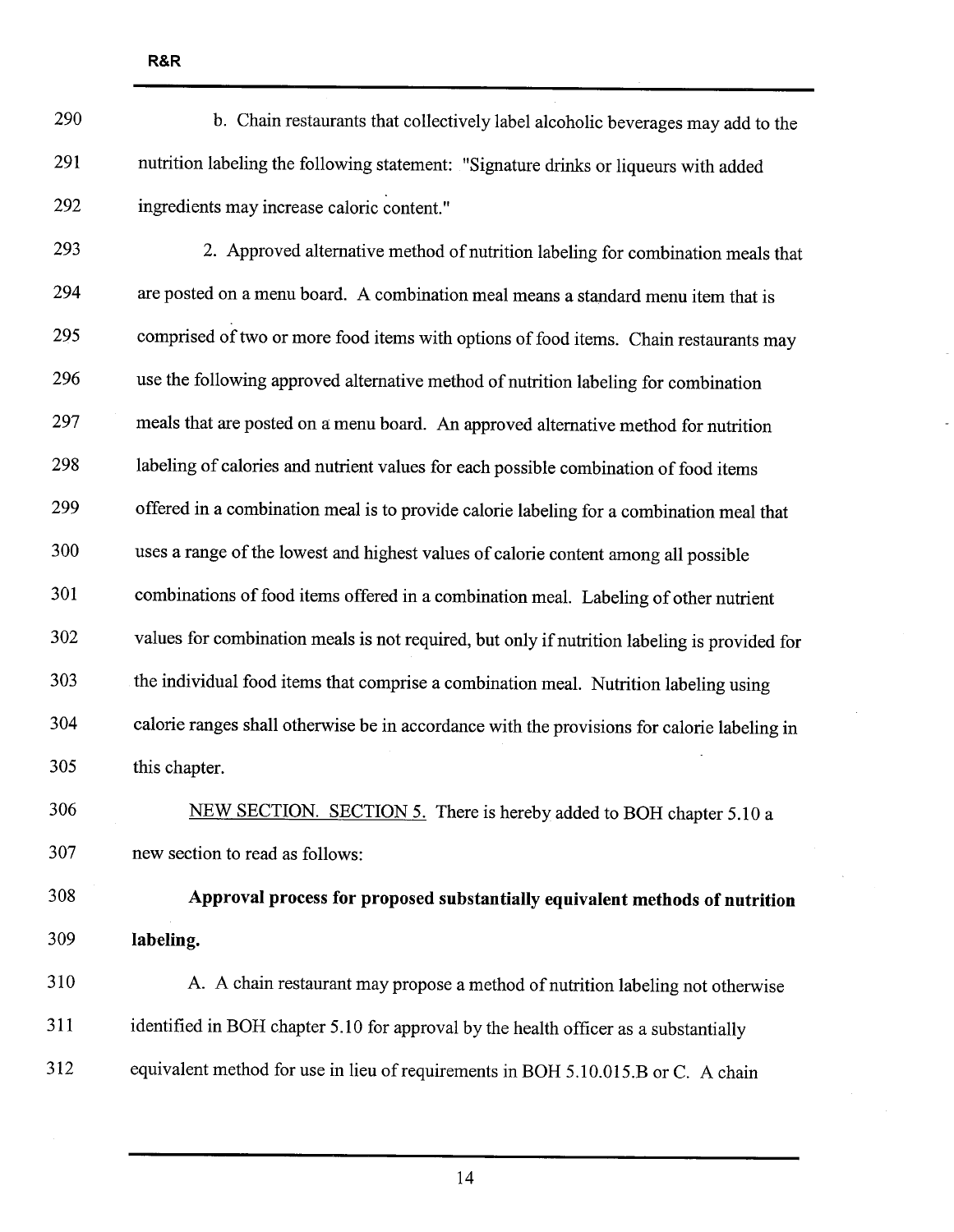b. Chain restaurants that collectively label alcoholic beverages may add to the nutrition labeling the following statement: "Signature drinks or liqueurs with added ingredients may increase caloric content."

2. Approved alternative method of nutrition labeling for combination meals that are posted on a menu board. A combination meal means a standard menu item that is comprised of two or more food items with options of food items. Chain restaurants may use the following approved alternative method of nutrition labeling for combination meals that are posted on a menu board. An approved alternative method for nutrition labeling of calories and nutrient values for each possible combination of food items offered in a combination meal is to provide calorie labeling for a combination meal that uses a range of the lowest and highest values of calorie content among all possible combinations of food items offered in a combination meal. Labeling of other nutrient values for combination meals is not required, but only if nutrition labeling is provided for the individual food items that comprise a combination meal. Nutrition labeling using calorie ranges shall otherwise be in accordance with the provisions for calorie labeling in this chapter.

NEW SECTION. SECTION 5. There is hereby added to BOH chapter 5.10 a new section to read as follows:

**Approval process for proposed substantially equivalent methods of nutrition labeling.**

A. A chain restaurant may propose a method of nutrition labeling not otherwise identified in BOH chapter 5.10 for approval by the health officer as a substantially equivalent method for use in lieu of requirements in BOH 5.10.015.B or C. A chain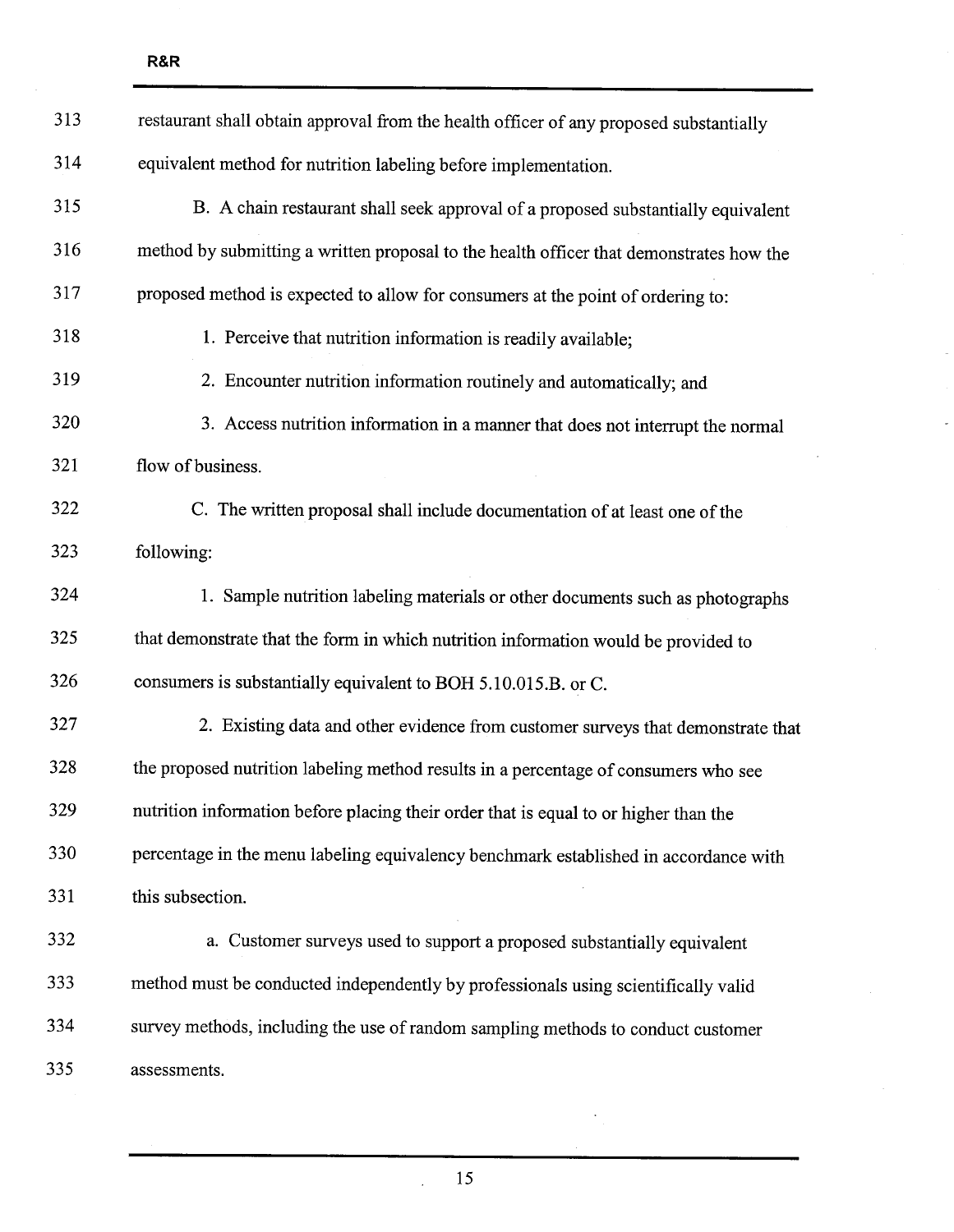restaurant shall obtain approval from the health officer of any proposed substantially equivalent method for nutrition labeling before implementation.

B. A chain restaurant shall seek approval of a proposed substantially equivalent method by submitting a written proposal to the health officer that demonstrates how the proposed method is expected to allow for consumers at the point of ordering to:

1. Perceive that nutrition information is readily available;

2. Encounter nutrition information routinely and automatically; and

3. Access nutrition information in a manner that does not interrupt the normal flow of business.

C. The written proposal shall include documentation of at least one of the following:

1. Sample nutrition labeling materials or other documents such as photographs that demonstrate that the form in which nutrition information would be provided to consumers is substantially equivalent to BOH 5.10.015.B. or C.

2. Existing data and other evidence from customer surveys that demonstrate that the proposed nutrition labeling method results in a percentage of consumers who see nutrition information before placing their order that is equal to or higher than the percentage in the menu labeling equivalency benchmark established in accordance with this subsection.

a. Customer surveys used to support a proposed substantially equivalent method must be conducted independently by professionals using scientifically valid survey methods, including the use of random sampling methods to conduct customer assessments.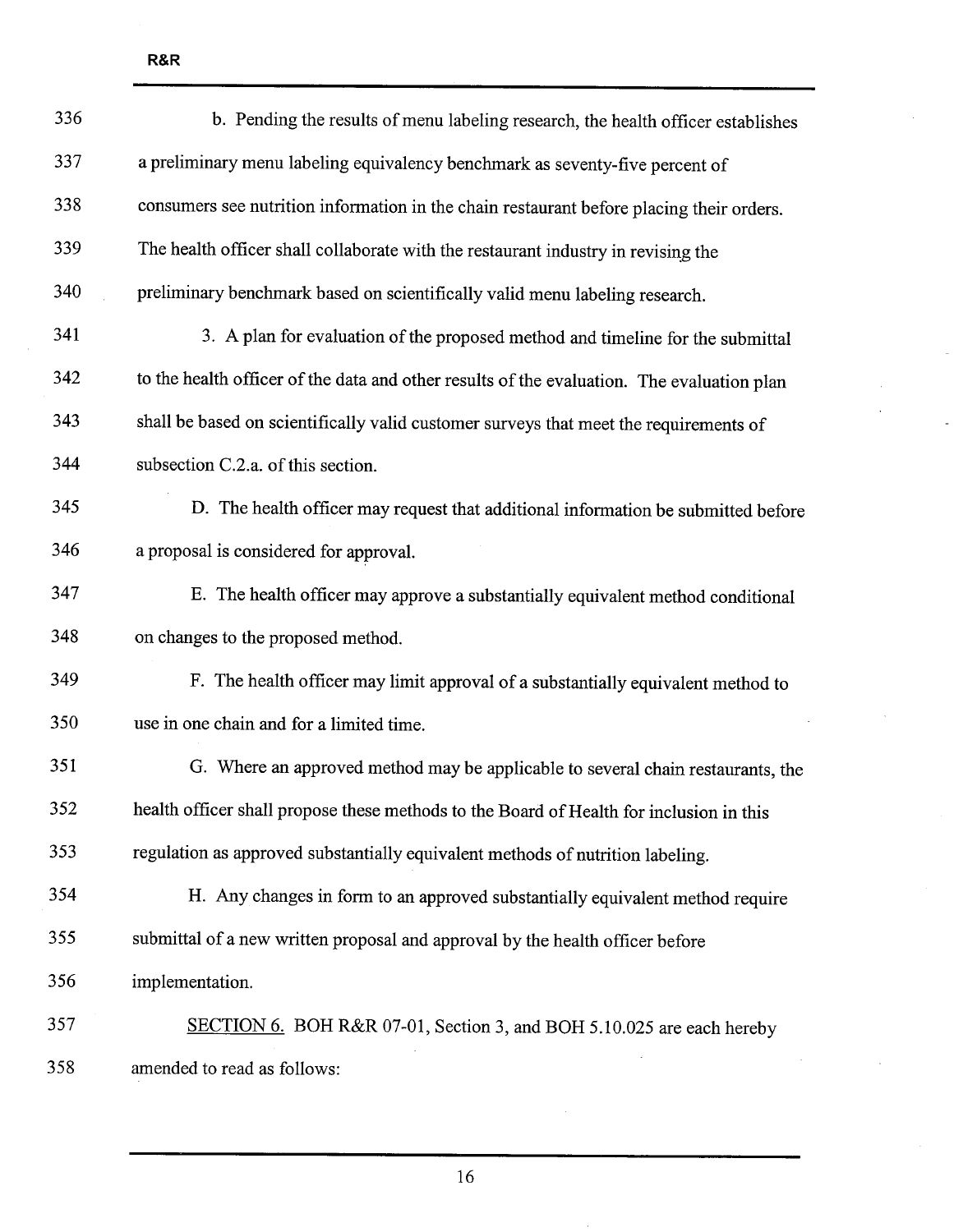b. Pending the results of menu labeling research, the health officer establishes a preliminary menu labeling equivalency benchmark as seventy-five percent of consumers see nutrition information in the chain restaurant before placing their orders. The health officer shall collaborate with the restaurant industry in revising the preliminary benchmark based on scientifically valid menu labeling research.

3. A plan for evaluation of the proposed method and timeline for the submittal to the health officer of the data and other results of the evaluation. The evaluation plan shall be based on scientifically valid customer surveys that meet the requirements of subsection C.2.a. of this section.

D. The health officer may request that additional information be submitted before a proposal is considered for approval.

E. The health officer may approve a substantially equivalent method conditional on changes to the proposed method.

F. The health officer may limit approval of a substantially equivalent method to use in one chain and for a limited time.

G. Where an approved method may be applicable to several chain restaurants, the health officer shall propose these methods to the Board of Health for inclusion in this regulation as approved substantially equivalent methods of nutrition labeling.

H. Any changes in form to an approved substantially equivalent method require submittal of a new written proposal and approval by the health officer before implementation.

SECTION 6. BOH R&R 07-01, Section 3, and BOH 5.10.025 are each hereby amended to read as follows: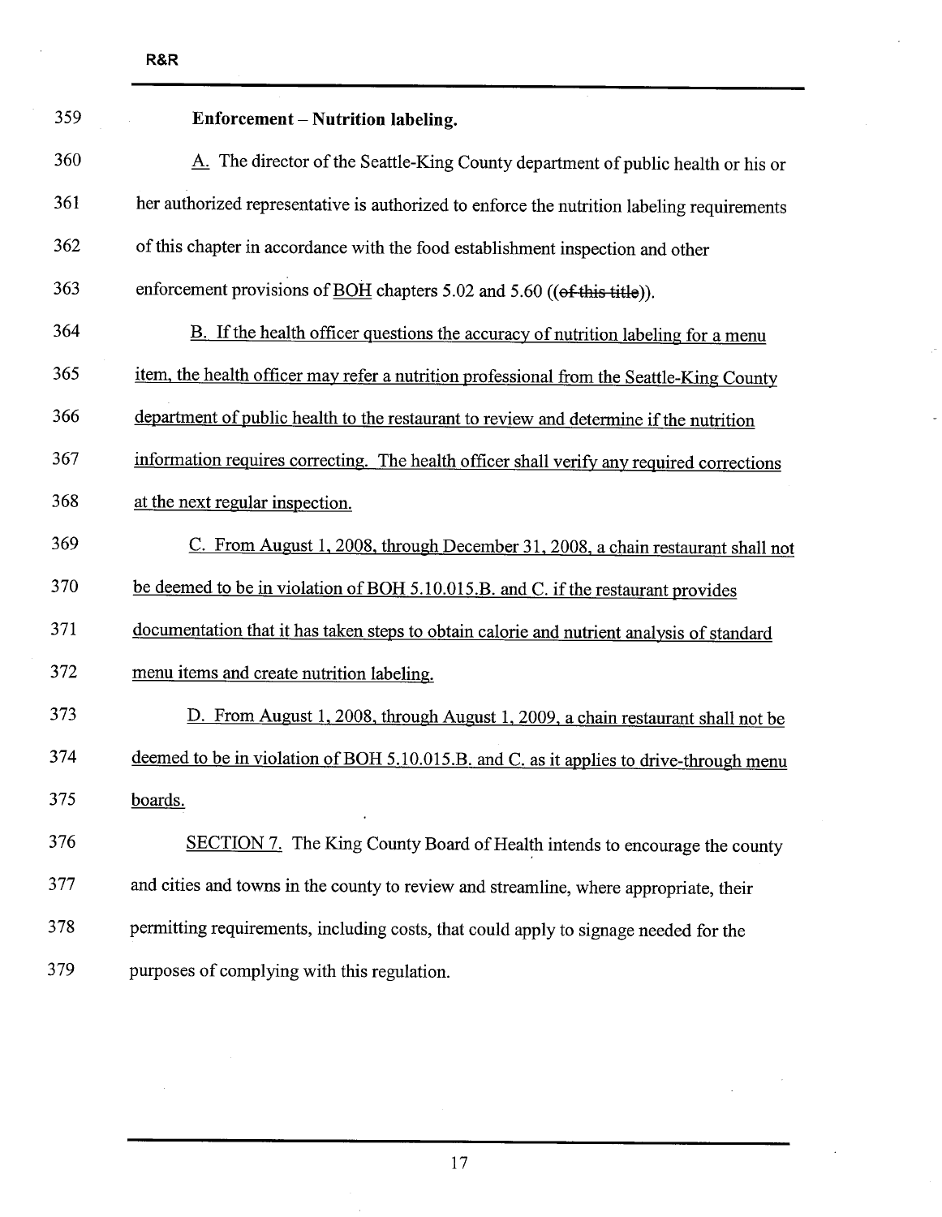**Enforcement – Nutrition labeling.**

A. The director of the Seattle-King County department of public health or his or her authorized representative is authorized to enforce the nutrition labeling requirements of this chapter in accordance with the food establishment inspection and other enforcement provisions of BOH chapters 5.02 and 5.60 ((~~of this title~~)).

B. If the health officer questions the accuracy of nutrition labeling for a menu item, the health officer may refer a nutrition professional from the Seattle-King County department of public health to the restaurant to review and determine if the nutrition information requires correcting. The health officer shall verify any required corrections at the next regular inspection.

C. From August 1, 2008, through December 31, 2008, a chain restaurant shall not be deemed to be in violation of BOH 5.10.015.B. and C. if the restaurant provides documentation that it has taken steps to obtain calorie and nutrient analysis of standard menu items and create nutrition labeling.

D. From August 1, 2008, through August 1, 2009, a chain restaurant shall not be deemed to be in violation of BOH 5.10.015.B. and C. as it applies to drive-through menu boards.

SECTION 7. The King County Board of Health intends to encourage the county and cities and towns in the county to review and streamline, where appropriate, their permitting requirements, including costs, that could apply to signage needed for the purposes of complying with this regulation.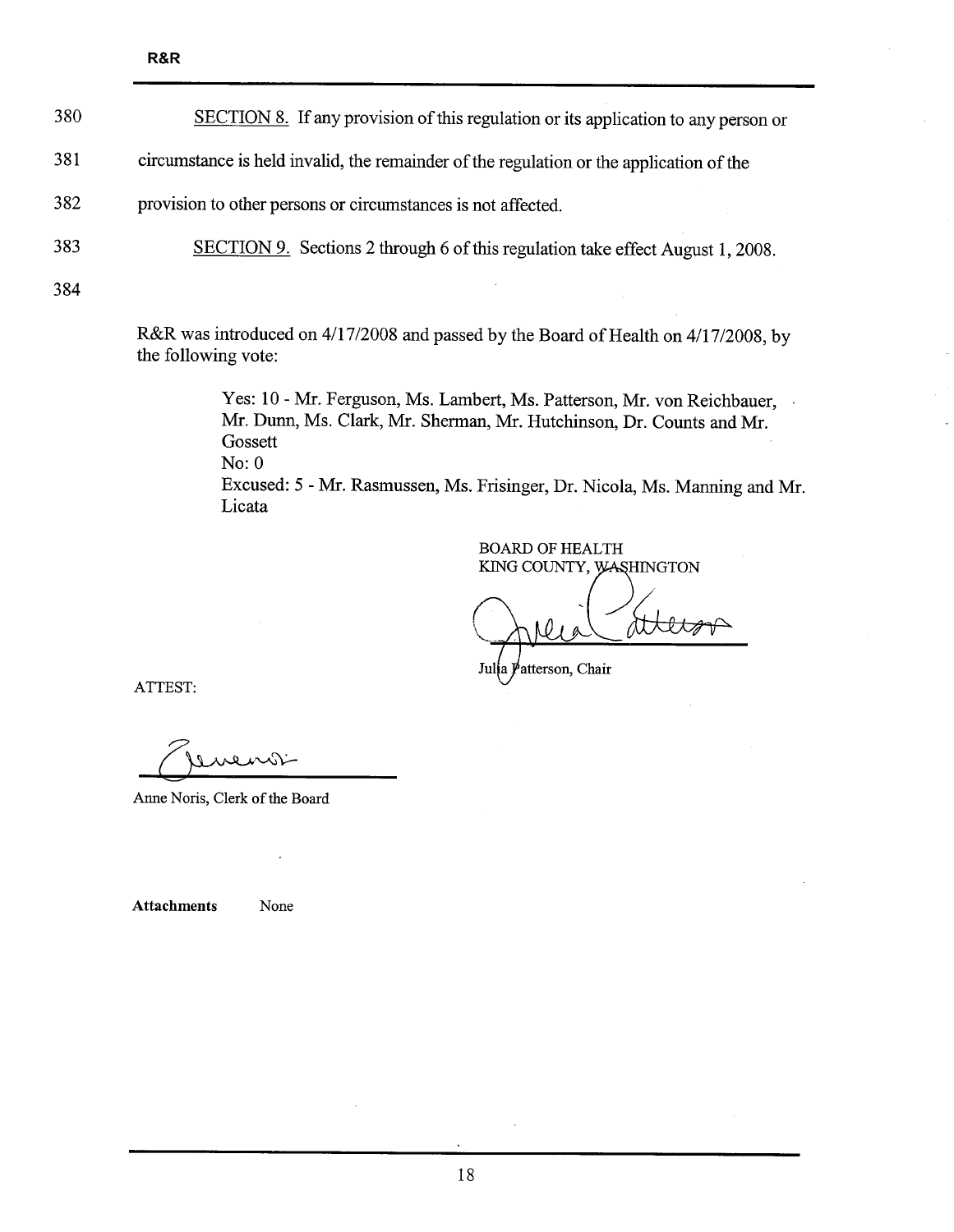380 SECTION 8. If any provision of this regulation or its application to any person or

381 circumstance is held invalid, the remainder of the regulation or the application of the

382 provision to other persons or circumstances is not affected.

383 SECTION 9. Sections 2 through 6 of this regulation take effect August 1, 2008.

384

R&R was introduced on 4/17/2008 and passed by the Board of Health on 4/17/2008, by the following vote:

> Yes: 10 - Mr. Ferguson, Ms. Lambert, Ms. Patterson, Mr. von Reichbauer, Mr. Dunn, Ms. Clark, Mr. Sherman, Mr. Hutchinson, Dr. Counts and Mr. Gossett
> No: 0
> Excused: 5 - Mr. Rasmussen, Ms. Frisinger, Dr. Nicola, Ms. Manning and Mr. Licata

BOARD OF HEALTH
KING COUNTY, WASHINGTON

Julia Patterson, Chair

ATTEST:

Anne Noris, Clerk of the Board

**Attachments** None